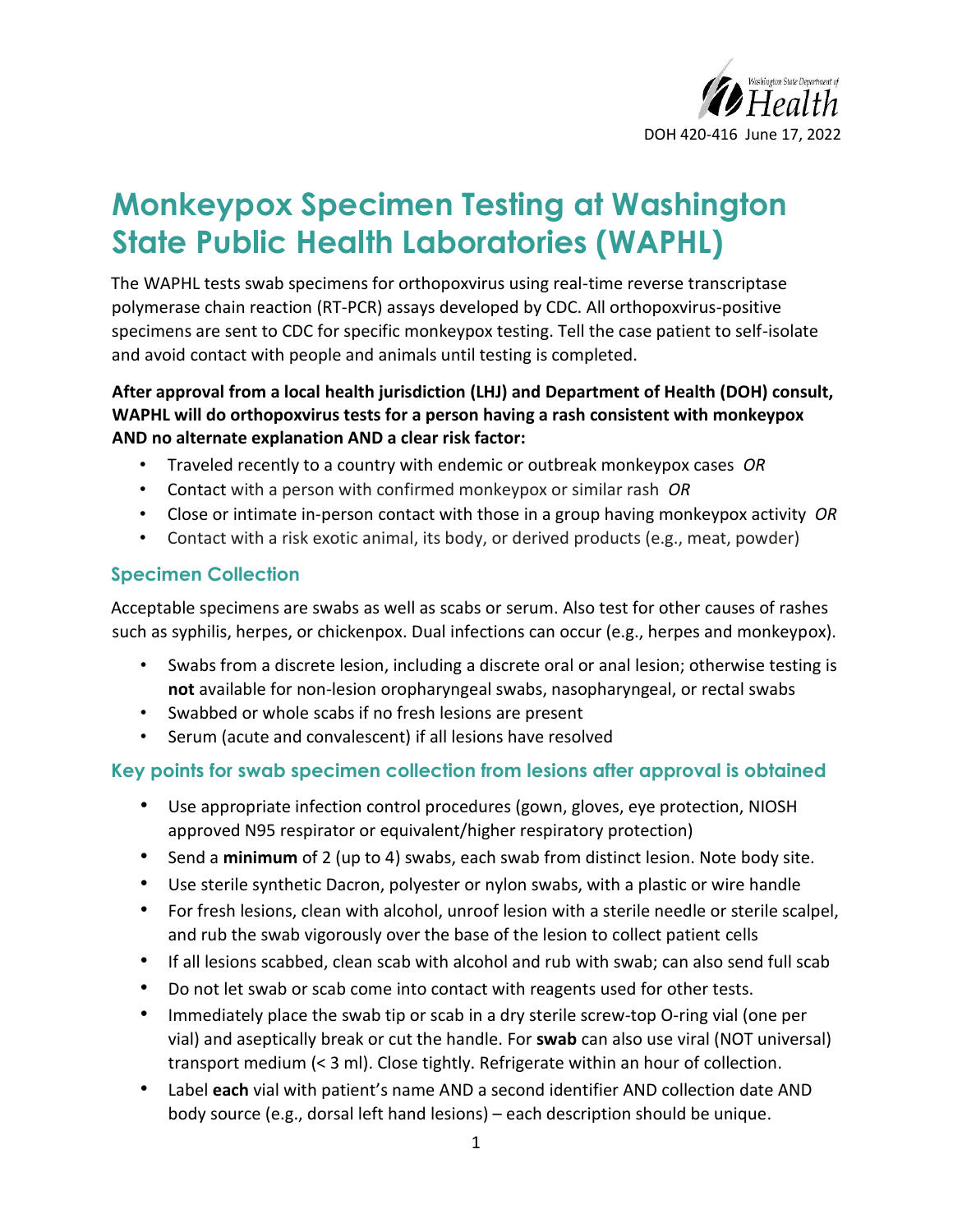DOH 420-416 June 17, 2022

# Monkeypox Specimen Testing at Washington State Public Health Laboratories (WAPHL)

The WAPHL tests swab specimens for orthopoxvirus using real-time reverse transcriptase polymerase chain reaction (RT-PCR) assays developed by CDC. All orthopoxvirus-positive specimens are sent to CDC for specific monkeypox testing. Tell the case patient to self-isolate and avoid contact with people and animals until testing is completed.

**After approval from a local health jurisdiction (LHJ) and Department of Health (DOH) consult, WAPHL will do orthopoxvirus tests for a person having a rash consistent with monkeypox AND no alternate explanation AND a clear risk factor:**

- Traveled recently to a country with endemic or outbreak monkeypox cases *OR*
- Contact with a person with confirmed monkeypox or similar rash *OR*
- Close or intimate in-person contact with those in a group having monkeypox activity *OR*
- Contact with a risk exotic animal, its body, or derived products (e.g., meat, powder)

## Specimen Collection

Acceptable specimens are swabs as well as scabs or serum. Also test for other causes of rashes such as syphilis, herpes, or chickenpox. Dual infections can occur (e.g., herpes and monkeypox).

- Swabs from a discrete lesion, including a discrete oral or anal lesion; otherwise testing is **not** available for non-lesion oropharyngeal swabs, nasopharyngeal, or rectal swabs
- Swabbed or whole scabs if no fresh lesions are present
- Serum (acute and convalescent) if all lesions have resolved

## Key points for swab specimen collection from lesions after approval is obtained

- Use appropriate infection control procedures (gown, gloves, eye protection, NIOSH approved N95 respirator or equivalent/higher respiratory protection)
- Send a **minimum** of 2 (up to 4) swabs, each swab from distinct lesion. Note body site.
- Use sterile synthetic Dacron, polyester or nylon swabs, with a plastic or wire handle
- For fresh lesions, clean with alcohol, unroof lesion with a sterile needle or sterile scalpel, and rub the swab vigorously over the base of the lesion to collect patient cells
- If all lesions scabbed, clean scab with alcohol and rub with swab; can also send full scab
- Do not let swab or scab come into contact with reagents used for other tests.
- Immediately place the swab tip or scab in a dry sterile screw-top O-ring vial (one per vial) and aseptically break or cut the handle. For **swab** can also use viral (NOT universal) transport medium (< 3 ml). Close tightly. Refrigerate within an hour of collection.
- Label **each** vial with patient's name AND a second identifier AND collection date AND body source (e.g., dorsal left hand lesions) – each description should be unique.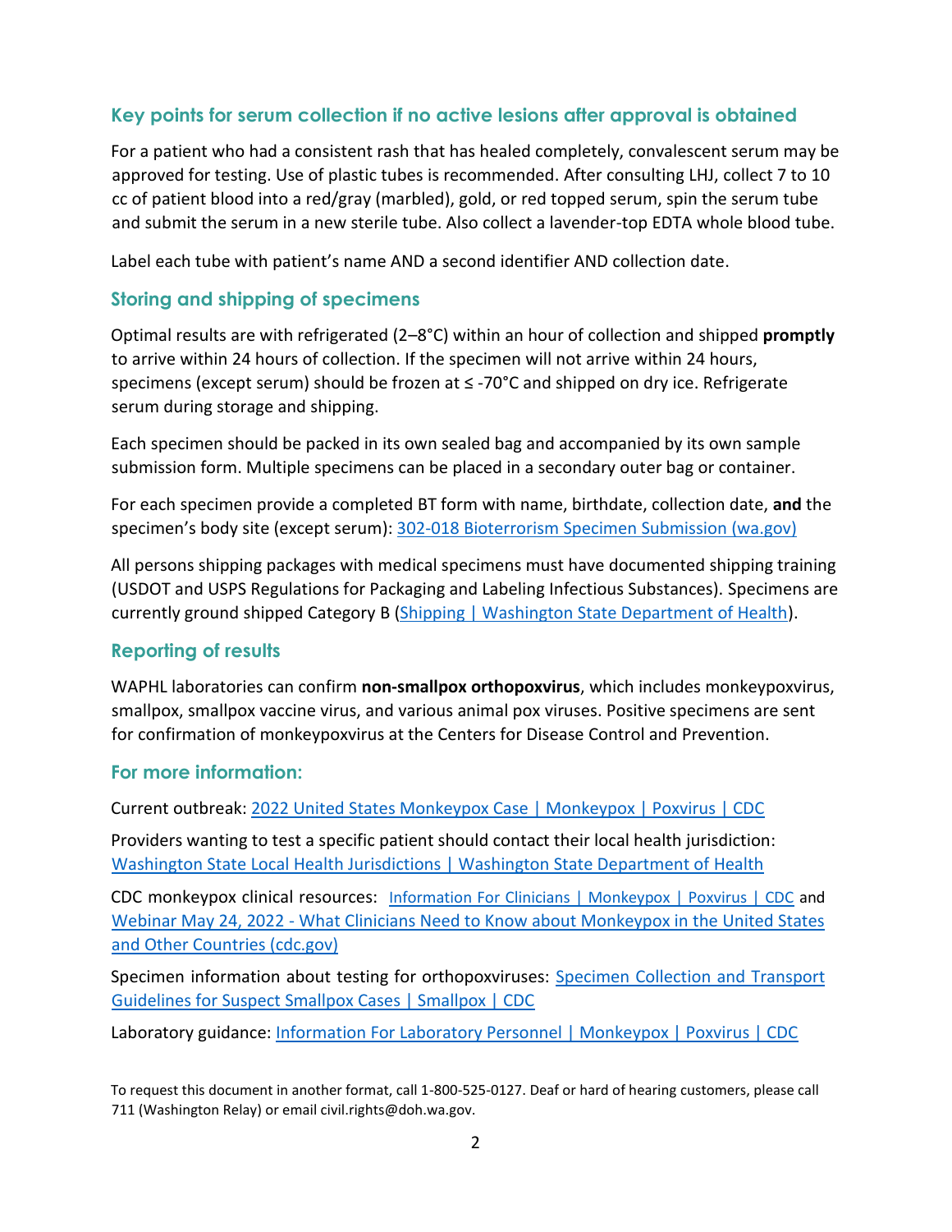## Key points for serum collection if no active lesions after approval is obtained

For a patient who had a consistent rash that has healed completely, convalescent serum may be approved for testing. Use of plastic tubes is recommended. After consulting LHJ, collect 7 to 10 cc of patient blood into a red/gray (marbled), gold, or red topped serum, spin the serum tube and submit the serum in a new sterile tube. Also collect a lavender-top EDTA whole blood tube.

Label each tube with patient's name AND a second identifier AND collection date.

## Storing and shipping of specimens

Optimal results are with refrigerated (2–8°C) within an hour of collection and shipped **promptly** to arrive within 24 hours of collection. If the specimen will not arrive within 24 hours, specimens (except serum) should be frozen at ≤ -70°C and shipped on dry ice. Refrigerate serum during storage and shipping.

Each specimen should be packed in its own sealed bag and accompanied by its own sample submission form. Multiple specimens can be placed in a secondary outer bag or container.

For each specimen provide a completed BT form with name, birthdate, collection date, **and** the specimen's body site (except serum): 302-018 Bioterrorism Specimen Submission (wa.gov)

All persons shipping packages with medical specimens must have documented shipping training (USDOT and USPS Regulations for Packaging and Labeling Infectious Substances). Specimens are currently ground shipped Category B (Shipping | Washington State Department of Health).

## Reporting of results

WAPHL laboratories can confirm **non-smallpox orthopoxvirus**, which includes monkeypoxvirus, smallpox, smallpox vaccine virus, and various animal pox viruses. Positive specimens are sent for confirmation of monkeypoxvirus at the Centers for Disease Control and Prevention.

## For more information:

Current outbreak: 2022 United States Monkeypox Case | Monkeypox | Poxvirus | CDC

Providers wanting to test a specific patient should contact their local health jurisdiction: Washington State Local Health Jurisdictions | Washington State Department of Health

CDC monkeypox clinical resources: Information For Clinicians | Monkeypox | Poxvirus | CDC and Webinar May 24, 2022 - What Clinicians Need to Know about Monkeypox in the United States and Other Countries (cdc.gov)

Specimen information about testing for orthopoxviruses: Specimen Collection and Transport Guidelines for Suspect Smallpox Cases | Smallpox | CDC

Laboratory guidance: Information For Laboratory Personnel | Monkeypox | Poxvirus | CDC

To request this document in another format, call 1-800-525-0127. Deaf or hard of hearing customers, please call 711 (Washington Relay) or email civil.rights@doh.wa.gov.